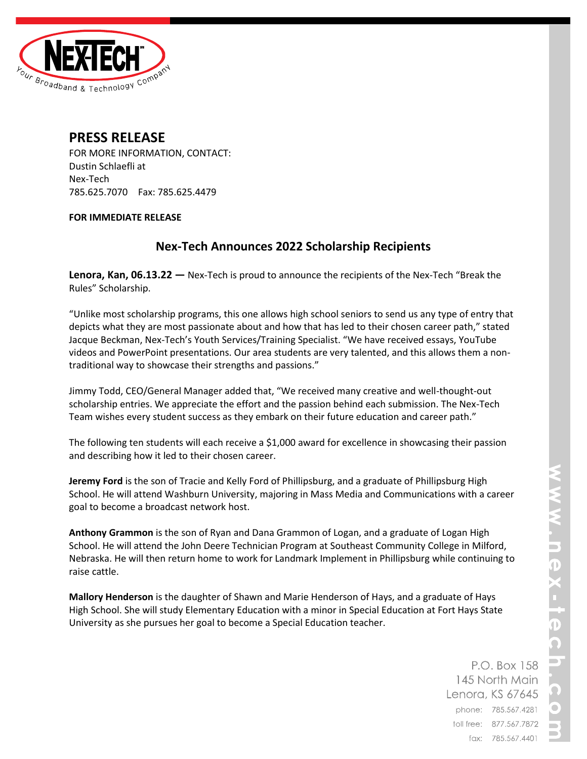NEX-TECH
Your Broadband & Technology Company

# PRESS RELEASE

FOR MORE INFORMATION, CONTACT:
Dustin Schlaefli at
Nex-Tech
785.625.7070    Fax: 785.625.4479

**FOR IMMEDIATE RELEASE**

## Nex-Tech Announces 2022 Scholarship Recipients

**Lenora, Kan, 06.13.22 —** Nex-Tech is proud to announce the recipients of the Nex-Tech "Break the Rules" Scholarship.

"Unlike most scholarship programs, this one allows high school seniors to send us any type of entry that depicts what they are most passionate about and how that has led to their chosen career path," stated Jacque Beckman, Nex-Tech's Youth Services/Training Specialist. "We have received essays, YouTube videos and PowerPoint presentations. Our area students are very talented, and this allows them a non-traditional way to showcase their strengths and passions."

Jimmy Todd, CEO/General Manager added that, "We received many creative and well-thought-out scholarship entries. We appreciate the effort and the passion behind each submission. The Nex-Tech Team wishes every student success as they embark on their future education and career path."

The following ten students will each receive a $1,000 award for excellence in showcasing their passion and describing how it led to their chosen career.

**Jeremy Ford** is the son of Tracie and Kelly Ford of Phillipsburg, and a graduate of Phillipsburg High School. He will attend Washburn University, majoring in Mass Media and Communications with a career goal to become a broadcast network host.

**Anthony Grammon** is the son of Ryan and Dana Grammon of Logan, and a graduate of Logan High School. He will attend the John Deere Technician Program at Southeast Community College in Milford, Nebraska. He will then return home to work for Landmark Implement in Phillipsburg while continuing to raise cattle.

**Mallory Henderson** is the daughter of Shawn and Marie Henderson of Hays, and a graduate of Hays High School. She will study Elementary Education with a minor in Special Education at Fort Hays State University as she pursues her goal to become a Special Education teacher.

P.O. Box 158
145 North Main
Lenora, KS 67645
phone: 785.567.4281
toll free: 877.567.7872
fax: 785.567.4401

www.nex-tech.com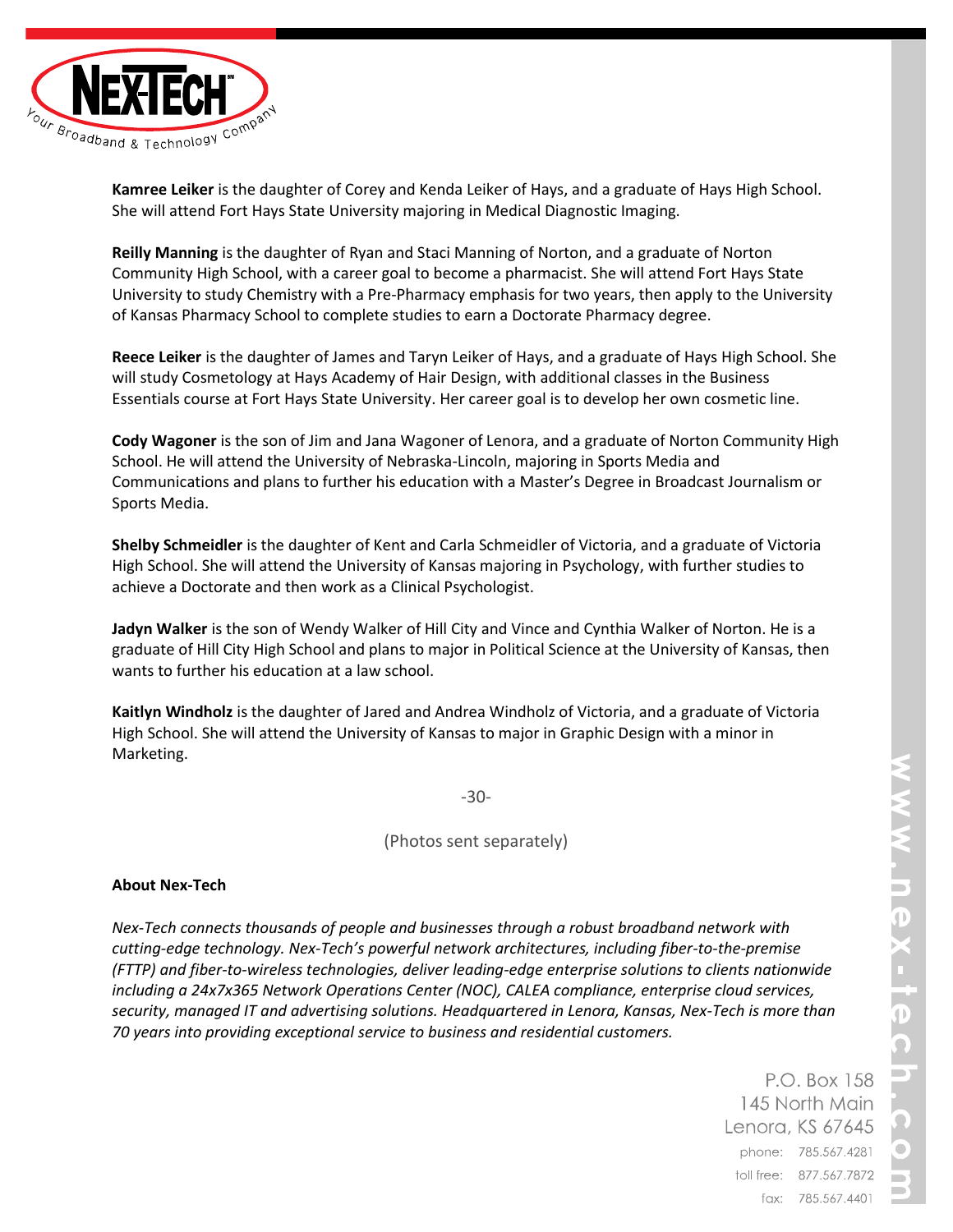**Kamree Leiker** is the daughter of Corey and Kenda Leiker of Hays, and a graduate of Hays High School. She will attend Fort Hays State University majoring in Medical Diagnostic Imaging.

**Reilly Manning** is the daughter of Ryan and Staci Manning of Norton, and a graduate of Norton Community High School, with a career goal to become a pharmacist. She will attend Fort Hays State University to study Chemistry with a Pre-Pharmacy emphasis for two years, then apply to the University of Kansas Pharmacy School to complete studies to earn a Doctorate Pharmacy degree.

**Reece Leiker** is the daughter of James and Taryn Leiker of Hays, and a graduate of Hays High School. She will study Cosmetology at Hays Academy of Hair Design, with additional classes in the Business Essentials course at Fort Hays State University. Her career goal is to develop her own cosmetic line.

**Cody Wagoner** is the son of Jim and Jana Wagoner of Lenora, and a graduate of Norton Community High School. He will attend the University of Nebraska-Lincoln, majoring in Sports Media and Communications and plans to further his education with a Master's Degree in Broadcast Journalism or Sports Media.

**Shelby Schmeidler** is the daughter of Kent and Carla Schmeidler of Victoria, and a graduate of Victoria High School. She will attend the University of Kansas majoring in Psychology, with further studies to achieve a Doctorate and then work as a Clinical Psychologist.

**Jadyn Walker** is the son of Wendy Walker of Hill City and Vince and Cynthia Walker of Norton. He is a graduate of Hill City High School and plans to major in Political Science at the University of Kansas, then wants to further his education at a law school.

**Kaitlyn Windholz** is the daughter of Jared and Andrea Windholz of Victoria, and a graduate of Victoria High School. She will attend the University of Kansas to major in Graphic Design with a minor in Marketing.

-30-

(Photos sent separately)

**About Nex-Tech**

*Nex-Tech connects thousands of people and businesses through a robust broadband network with cutting-edge technology. Nex-Tech's powerful network architectures, including fiber-to-the-premise (FTTP) and fiber-to-wireless technologies, deliver leading-edge enterprise solutions to clients nationwide including a 24x7x365 Network Operations Center (NOC), CALEA compliance, enterprise cloud services, security, managed IT and advertising solutions. Headquartered in Lenora, Kansas, Nex-Tech is more than 70 years into providing exceptional service to business and residential customers.*

P.O. Box 158
145 North Main
Lenora, KS 67645
phone: 785.567.4281
toll free: 877.567.7872
fax: 785.567.4401

www.nex-tech.com